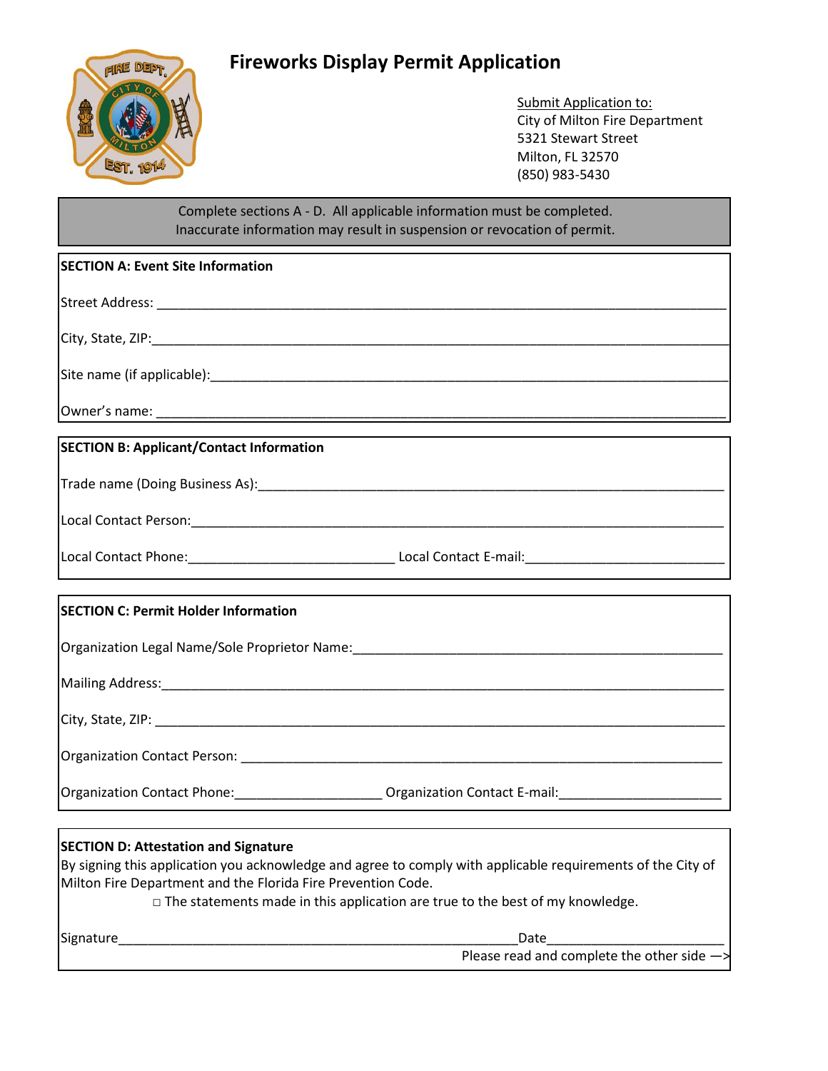# Fireworks Display Permit Application

Submit Application to:
City of Milton Fire Department
5321 Stewart Street
Milton, FL 32570
(850) 983-5430

Complete sections A - D. All applicable information must be completed.
Inaccurate information may result in suspension or revocation of permit.

**SECTION A: Event Site Information**

Street Address: ______________________________________________

City, State, ZIP: ______________________________________________

Site name (if applicable): ______________________________________________

Owner's name: ______________________________________________

**SECTION B: Applicant/Contact Information**

Trade name (Doing Business As): ______________________________________________

Local Contact Person: ______________________________________________

Local Contact Phone: ____________________ Local Contact E-mail: ____________________

**SECTION C: Permit Holder Information**

Organization Legal Name/Sole Proprietor Name: ______________________________________________

Mailing Address: ______________________________________________

City, State, ZIP: ______________________________________________

Organization Contact Person: ______________________________________________

Organization Contact Phone: ____________________ Organization Contact E-mail: ____________________

**SECTION D: Attestation and Signature**

By signing this application you acknowledge and agree to comply with applicable requirements of the City of Milton Fire Department and the Florida Fire Prevention Code.

□ The statements made in this application are true to the best of my knowledge.

Signature______________________________________________ Date____________________

Please read and complete the other side —>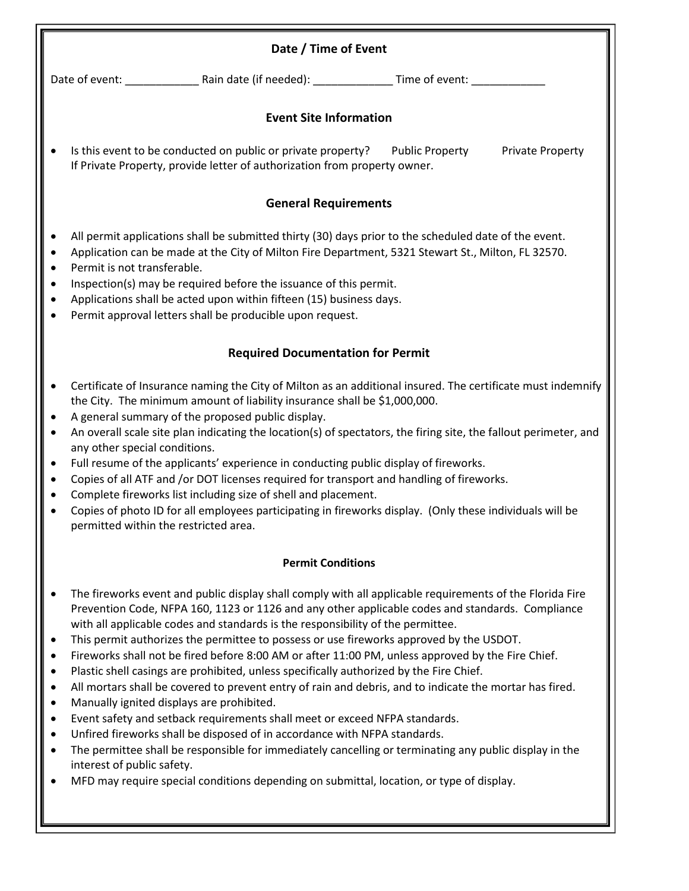## Date / Time of Event

Date of event: ____________ Rain date (if needed): _____________ Time of event: ____________

## Event Site Information

- Is this event to be conducted on public or private property? Public Property Private Property
  If Private Property, provide letter of authorization from property owner.

## General Requirements

- All permit applications shall be submitted thirty (30) days prior to the scheduled date of the event.
- Application can be made at the City of Milton Fire Department, 5321 Stewart St., Milton, FL 32570.
- Permit is not transferable.
- Inspection(s) may be required before the issuance of this permit.
- Applications shall be acted upon within fifteen (15) business days.
- Permit approval letters shall be producible upon request.

## Required Documentation for Permit

- Certificate of Insurance naming the City of Milton as an additional insured. The certificate must indemnify the City. The minimum amount of liability insurance shall be $1,000,000.
- A general summary of the proposed public display.
- An overall scale site plan indicating the location(s) of spectators, the firing site, the fallout perimeter, and any other special conditions.
- Full resume of the applicants' experience in conducting public display of fireworks.
- Copies of all ATF and /or DOT licenses required for transport and handling of fireworks.
- Complete fireworks list including size of shell and placement.
- Copies of photo ID for all employees participating in fireworks display. (Only these individuals will be permitted within the restricted area.

### Permit Conditions

- The fireworks event and public display shall comply with all applicable requirements of the Florida Fire Prevention Code, NFPA 160, 1123 or 1126 and any other applicable codes and standards. Compliance with all applicable codes and standards is the responsibility of the permittee.
- This permit authorizes the permittee to possess or use fireworks approved by the USDOT.
- Fireworks shall not be fired before 8:00 AM or after 11:00 PM, unless approved by the Fire Chief.
- Plastic shell casings are prohibited, unless specifically authorized by the Fire Chief.
- All mortars shall be covered to prevent entry of rain and debris, and to indicate the mortar has fired.
- Manually ignited displays are prohibited.
- Event safety and setback requirements shall meet or exceed NFPA standards.
- Unfired fireworks shall be disposed of in accordance with NFPA standards.
- The permittee shall be responsible for immediately cancelling or terminating any public display in the interest of public safety.
- MFD may require special conditions depending on submittal, location, or type of display.